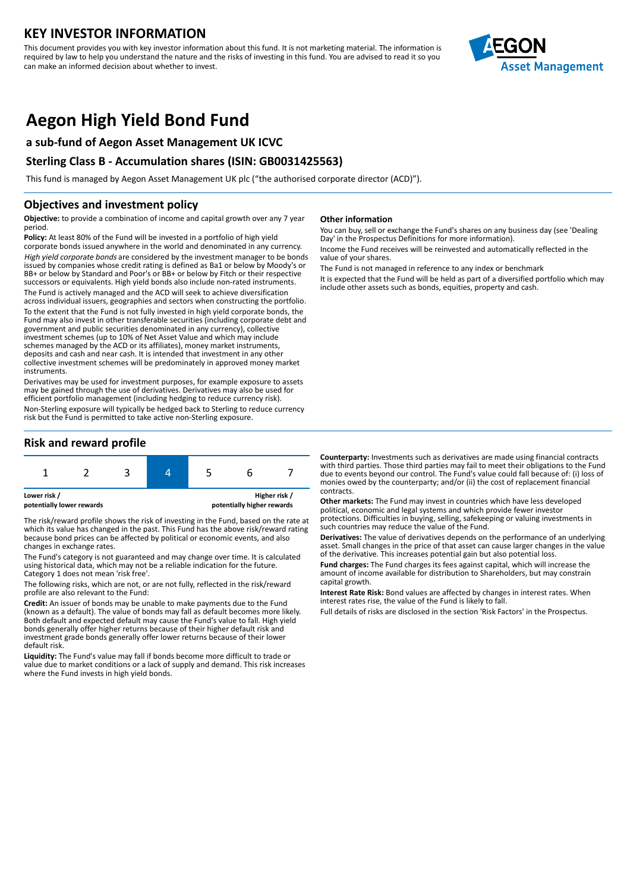# KEY INVESTOR INFORMATION

This document provides you with key investor information about this fund. It is not marketing material. The information is required by law to help you understand the nature and the risks of investing in this fund. You are advised to read it so you can make an informed decision about whether to invest.

# Aegon High Yield Bond Fund

### a sub-fund of Aegon Asset Management UK ICVC

### Sterling Class B - Accumulation shares (ISIN: GB0031425563)

This fund is managed by Aegon Asset Management UK plc ("the authorised corporate director (ACD)").

## Objectives and investment policy

**Objective:** to provide a combination of income and capital growth over any 7 year period.

**Policy:** At least 80% of the Fund will be invested in a portfolio of high yield corporate bonds issued anywhere in the world and denominated in any currency. *High yield corporate bonds* are considered by the investment manager to be bonds issued by companies whose credit rating is defined as Ba1 or below by Moody's or BB+ or below by Standard and Poor's or BB+ or below by Fitch or their respective successors or equivalents. High yield bonds also include non-rated instruments.

The Fund is actively managed and the ACD will seek to achieve diversification across individual issuers, geographies and sectors when constructing the portfolio.

To the extent that the Fund is not fully invested in high yield corporate bonds, the Fund may also invest in other transferable securities (including corporate debt and government and public securities denominated in any currency), collective investment schemes (up to 10% of Net Asset Value and which may include schemes managed by the ACD or its affiliates), money market instruments, deposits and cash and near cash. It is intended that investment in any other collective investment schemes will be predominately in approved money market instruments.

Derivatives may be used for investment purposes, for example exposure to assets may be gained through the use of derivatives. Derivatives may also be used for efficient portfolio management (including hedging to reduce currency risk).

Non-Sterling exposure will typically be hedged back to Sterling to reduce currency risk but the Fund is permitted to take active non-Sterling exposure.

**Other information**

You can buy, sell or exchange the Fund's shares on any business day (see 'Dealing Day' in the Prospectus Definitions for more information).

Income the Fund receives will be reinvested and automatically reflected in the value of your shares.

The Fund is not managed in reference to any index or benchmark

It is expected that the Fund will be held as part of a diversified portfolio which may include other assets such as bonds, equities, property and cash.

## Risk and reward profile

| 1 | 2 | 3 | **4** | 5 | 6 | 7 |
|---|---|---|---|---|---|---|

**Lower risk / potentially lower rewards** — **Higher risk / potentially higher rewards**

The risk/reward profile shows the risk of investing in the Fund, based on the rate at which its value has changed in the past. This Fund has the above risk/reward rating because bond prices can be affected by political or economic events, and also changes in exchange rates.

The Fund's category is not guaranteed and may change over time. It is calculated using historical data, which may not be a reliable indication for the future. Category 1 does not mean 'risk free'.

The following risks, which are not, or are not fully, reflected in the risk/reward profile are also relevant to the Fund:

**Credit:** An issuer of bonds may be unable to make payments due to the Fund (known as a default). The value of bonds may fall as default becomes more likely. Both default and expected default may cause the Fund's value to fall. High yield bonds generally offer higher returns because of their higher default risk and investment grade bonds generally offer lower returns because of their lower default risk.

**Liquidity:** The Fund's value may fall if bonds become more difficult to trade or value due to market conditions or a lack of supply and demand. This risk increases where the Fund invests in high yield bonds.

**Counterparty:** Investments such as derivatives are made using financial contracts with third parties. Those third parties may fail to meet their obligations to the Fund due to events beyond our control. The Fund's value could fall because of: (i) loss of monies owed by the counterparty; and/or (ii) the cost of replacement financial contracts.

**Other markets:** The Fund may invest in countries which have less developed political, economic and legal systems and which provide fewer investor protections. Difficulties in buying, selling, safekeeping or valuing investments in such countries may reduce the value of the Fund.

**Derivatives:** The value of derivatives depends on the performance of an underlying asset. Small changes in the price of that asset can cause larger changes in the value of the derivative. This increases potential gain but also potential loss.

**Fund charges:** The Fund charges its fees against capital, which will increase the amount of income available for distribution to Shareholders, but may constrain capital growth.

**Interest Rate Risk:** Bond values are affected by changes in interest rates. When interest rates rise, the value of the Fund is likely to fall.

Full details of risks are disclosed in the section 'Risk Factors' in the Prospectus.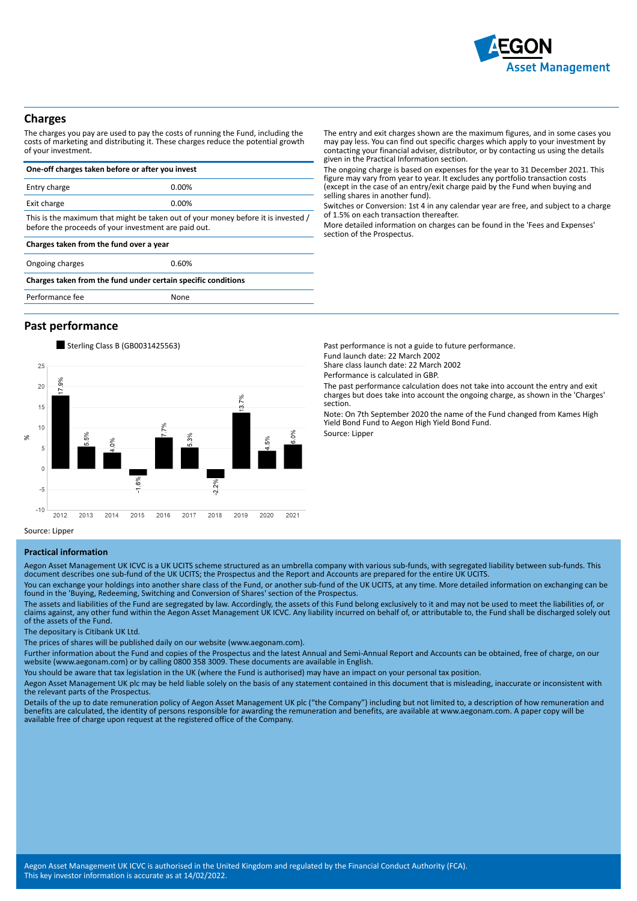## Charges

The charges you pay are used to pay the costs of running the Fund, including the costs of marketing and distributing it. These charges reduce the potential growth of your investment.

| One-off charges taken before or after you invest | |
|---|---|
| Entry charge | 0.00% |
| Exit charge | 0.00% |
| This is the maximum that might be taken out of your money before it is invested / before the proceeds of your investment are paid out. | |
| **Charges taken from the fund over a year** | |
| Ongoing charges | 0.60% |
| **Charges taken from the fund under certain specific conditions** | |
| Performance fee | None |

The entry and exit charges shown are the maximum figures, and in some cases you may pay less. You can find out specific charges which apply to your investment by contacting your financial adviser, distributor, or by contacting us using the details given in the Practical Information section.

The ongoing charge is based on expenses for the year to 31 December 2021. This figure may vary from year to year. It excludes any portfolio transaction costs (except in the case of an entry/exit charge paid by the Fund when buying and selling shares in another fund).

Switches or Conversion: 1st 4 in any calendar year are free, and subject to a charge of 1.5% on each transaction thereafter.

More detailed information on charges can be found in the 'Fees and Expenses' section of the Prospectus.

## Past performance

Sterling Class B (GB0031425563)

%

25
20
15
10
5
0
-5
-10

17.9%
5.5%
4.0%
-1.6%
7.7%
5.3%
-2.2%
13.7%
4.5%
6.0%

2012
2013
2014
2015
2016
2017
2018
2019
2020
2021

Source: Lipper

Past performance is not a guide to future performance.

Fund launch date: 22 March 2002

Share class launch date: 22 March 2002

Performance is calculated in GBP.

The past performance calculation does not take into account the entry and exit charges but does take into account the ongoing charge, as shown in the 'Charges' section.

Note: On 7th September 2020 the name of the Fund changed from Kames High Yield Bond Fund to Aegon High Yield Bond Fund.

Source: Lipper

### Practical information

Aegon Asset Management UK ICVC is a UK UCITS scheme structured as an umbrella company with various sub-funds, with segregated liability between sub-funds. This document describes one sub-fund of the UK UCITS; the Prospectus and the Report and Accounts are prepared for the entire UK UCITS.

You can exchange your holdings into another share class of the Fund, or another sub-fund of the UK UCITS, at any time. More detailed information on exchanging can be found in the 'Buying, Redeeming, Switching and Conversion of Shares' section of the Prospectus.

The assets and liabilities of the Fund are segregated by law. Accordingly, the assets of this Fund belong exclusively to it and may not be used to meet the liabilities of, or claims against, any other fund within the Aegon Asset Management UK ICVC. Any liability incurred on behalf of, or attributable to, the Fund shall be discharged solely out of the assets of the Fund.

The depositary is Citibank UK Ltd.

The prices of shares will be published daily on our website (www.aegonam.com).

Further information about the Fund and copies of the Prospectus and the latest Annual and Semi-Annual Report and Accounts can be obtained, free of charge, on our website (www.aegonam.com) or by calling 0800 358 3009. These documents are available in English.

You should be aware that tax legislation in the UK (where the Fund is authorised) may have an impact on your personal tax position.

Aegon Asset Management UK plc may be held liable solely on the basis of any statement contained in this document that is misleading, inaccurate or inconsistent with the relevant parts of the Prospectus.

Details of the up to date remuneration policy of Aegon Asset Management UK plc ("the Company") including but not limited to, a description of how remuneration and benefits are calculated, the identity of persons responsible for awarding the remuneration and benefits, are available at www.aegonam.com. A paper copy will be available free of charge upon request at the registered office of the Company.

Aegon Asset Management UK ICVC is authorised in the United Kingdom and regulated by the Financial Conduct Authority (FCA).
This key investor information is accurate as at 14/02/2022.